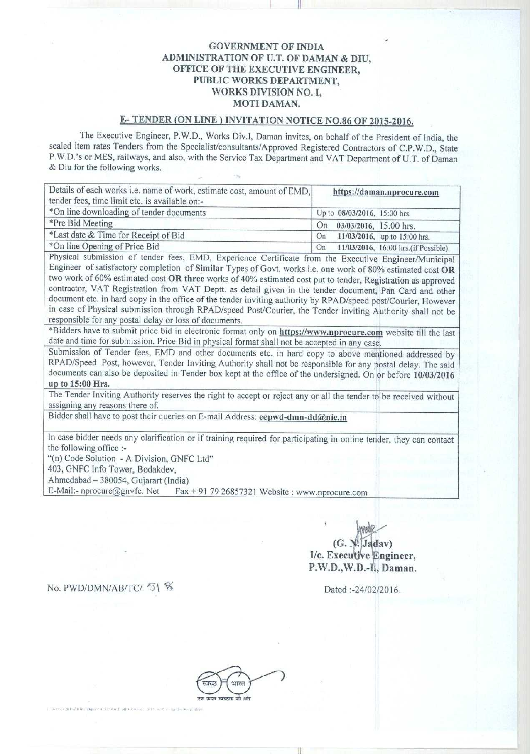**GOVERNMENT OF INDIA**
**ADMINISTRATION OF U.T. OF DAMAN & DIU,**
**OFFICE OF THE EXECUTIVE ENGINEER,**
**PUBLIC WORKS DEPARTMENT,**
**WORKS DIVISION NO. I,**
**MOTI DAMAN.**

## E- TENDER (ON LINE ) INVITATION NOTICE NO.86 OF 2015-2016.

The Executive Engineer, P.W.D., Works Div.I, Daman invites, on behalf of the President of India, the sealed item rates Tenders from the Specialist/consultants/Approved Registered Contractors of C.P.W.D., State P.W.D.'s or MES, railways, and also, with the Service Tax Department and VAT Department of U.T. of Daman & Diu for the following works.

| Details of each works i.e. name of work, estimate cost, amount of EMD, tender fees, time limit etc. is available on:- | **https://daman.nprocure.com** |
|---|---|
| *On line downloading of tender documents | Up to 08/03/2016, 15:00 hrs. |
| *Pre Bid Meeting | On 03/03/2016, 15.00 hrs. |
| *Last date & Time for Receipt of Bid | On 11/03/2016, up to 15:00 hrs. |
| *On line Opening of Price Bid | On 11/03/2016, 16:00 hrs.(if Possible) |

Physical submission of tender fees, EMD, Experience Certificate from the Executive Engineer/Municipal Engineer of satisfactory completion of **Similar** Types of Govt. works i.e. one work of 80% estimated cost **OR** two work of 60% estimated cost **OR three** works of 40% estimated cost put to tender, Registration as approved contractor, VAT Registration from VAT Deptt. as detail given in the tender document, Pan Card and other document etc. in hard copy in the office of the tender inviting authority by RPAD/speed post/Courier, However in case of Physical submission through RPAD/speed Post/Courier, the Tender inviting Authority shall not be responsible for any postal delay or loss of documents.

*Bidders have to submit price bid in electronic format only on **https://www.nprocure.com** website till the last date and time for submission. Price Bid in physical format shall not be accepted in any case.

Submission of Tender fees, EMD and other documents etc. in hard copy to above mentioned addressed by RPAD/Speed Post, however, Tender Inviting Authority shall not be responsible for any postal delay. The said documents can also be deposited in Tender box kept at the office of the undersigned. On or before **10/03/2016 up to 15:00 Hrs.**

The Tender Inviting Authority reserves the right to accept or reject any or all the tender to be received without assigning any reasons there of.

Bidder shall have to post their queries on E-mail Address: **eepwd-dmn-dd@nic.in**

In case bidder needs any clarification or if training required for participating in online tender, they can contact the following office :-
"(n) Code Solution - A Division, GNFC Ltd"
403, GNFC Info Tower, Bodakdev,
Ahmedabad – 380054, Gujarart (India)
E-Mail:- nprocure@gnvfc. Net Fax + 91 79 26857321 Website : www.nprocure.com

(G. N. Jadav)
I/c. Executive Engineer,
P.W.D.,W.D.-I, Daman.

No. PWD/DMN/AB/TC/ 51%

Dated :-24/02/2016.

स्वच्छ भारत
एक कदम स्वच्छता की ओर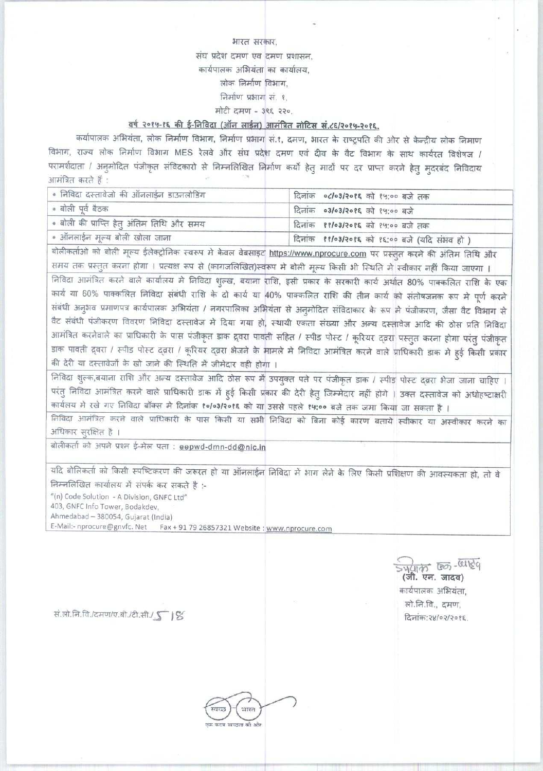भारत सरकार,
संघ प्रदेश दमण एव दमण प्रशासन,
कार्यपालक अभियंता का कार्यालय,
लोक निर्माण विभाग,
निर्माण प्रभाग सं. १,
मोटी दमण - ३९६ २२०.

**वर्ष २०१५-१६ की ई-निविदा (ऑन लाईन) आमंत्रित नोटिस सं.८६/२०१५-२०१६.**

कर्यापालक अभियंता, लोक निर्माण विभाग, निर्माण प्रभाग सं.१, दमण, भारत के राष्ट्रपति की ओर से केन्द्रीय लोक निमाण विभाग, राज्य लोक निर्माण विभाग MES रेलवे और संघ प्रदेश दमण एवं दीव के वैट विभाग के साथ कार्यरत विशेषज / परामर्शदाता / अनुमोदित पंजीकृत संविदकारो से निम्नलिखित निर्माण कर्यो हेतु मादों पर दर प्राप्त करने हेतु मुदरबंद निविदाय आमंत्रित करते हैं :

| | |
|---|---|
| • निविदा दस्तावेजो की ऑनलाईन डाउनलोडिंग | दिनांक ०८/०३/२०१६ को १५:०० बजे तक |
| • बोली पूर्व बैठक | दिनांक ०३/०३/२०१६ को १५:०० बजे |
| • बोली की प्राप्ति हेतु अंतिम तिथि और समय | दिनांक ११/०३/२०१६ को १५:०० बजे तक |
| • ऑनलाईन मूल्य बोली खोला जाना | दिनांक ११/०३/२०१६ को १६:०० बजे (यदि संभव हो ) |

बोलीकर्ताओ को बोली मूल्य ईलेक्ट्रोनिक स्वरूप मे केवल वेबसाइट https://www.nprocure.com पर प्रस्तुत करने की अंतिम तिथि और समय तक प्रस्तुत करना होगा । प्रत्यक्ष रूप से (कागजलिखित)स्वरूप मे बोली मूल्य किसी भी स्थिति मे स्वीकार नहीं किया जाएगा ।

निविदा आमंत्रित करने वाले कार्यालय मे निविदा शुल्ख, बयाना राशि, इसी प्रकार के सरकारी कार्य अर्थात 80% पाक्कलित राशि के एक कार्य या 60% पाक्कलित निविदा संबंधी राशि के दो कार्य या 40% पाक्कलित राशि की तीन कार्य को संतोषजनक रूप मे पूर्ण करने संबंधी अनुभव प्रमाणपत्र कार्यपालक अभियंता / नगरपालिका अभियंता से अनुमोदित संविदाकार के रूप मे पंजीकरण, जैसा वैट विभाग से वैट संबंधी पंजीकरण विवरण निविदा दस्तावेज मे दिया गया हो, स्थायी एकता संख्या और अन्य दस्तावेज आदि की ठोस प्रति निविदा आमंत्रित करनेवाले का प्राधिकारी के पास पंजीकृत डाक द्वरा पावती सहित / स्पीड पोस्ट / कूरियर द्वरा पस्तुत करना होगा परंतु पंजीकृत डाक पावती द्वरा / स्पीड पोस्ट द्वरा / कूरियर द्वरा भेजने के मामले मे निविदा आमंत्रित करने वाले प्राधिकारी डाक मे हुई किसी प्रकार की देरी या दस्तावेजों के खो जाने की स्थिति में जीमेदार नही होगा ।

निविदा शुल्क,बयाना राशि और अन्य दस्तावेज आदि ठोस रूप में उपयुक्त पते पर पंजीकृत डाक / स्पीड पोस्ट द्वरा भेजा जाना चाहिए । परंतु निविदा आमंत्रित करने वाले प्राधिकारी डाक में हुई किसी प्रकार की देरी हेतु जिम्मेदार नहीं होगे । उक्त दस्तावेज को अधोहस्ताक्षरी कार्यलय मे रखे गए निविदा बॉक्स मे दिनांक १०/०३/२०१६ को या उससे पहले १५:०० बजे तक जमा किया जा सकता है ।

निविदा आमंत्रित करने वाले प्राधिकारी के पास किसी या सभी निविदा को बिना कोई कारण बताये स्वीकार या अस्वीकार करने का अधिकार सुरक्षित है ।

बोलीकर्ता को अपने प्रश्न ई-मेल पता : eepwd-dmn-dd@nic.in

यदि बोलिकर्ता को किसी स्पष्टिकरण की जरूरत हो या ऑनलाईन निविदा मे भाग लेने के लिए किसी प्रशिक्षण की आवस्यकता हो, तो वे निम्नलिखित कार्यालय में संपर्क कर सकते है :-

"(n) Code Solution - A Division, GNFC Ltd"
403, GNFC Info Tower, Bodakdev,
Ahmedabad – 380054, Gujarat (India)
E-Mail:- nprocure@gnvfc. Net Fax + 91 79 26857321 Website : www.nprocure.com

(जी. एन. जादव)
कार्यपालक अभियंता,
लो.नि.वि., दमण,
दिनांक:२४/०२/२०१६.

सं.लो.नि.वि./दमण/ए.बी./टी.सी./ 5 | 8

स्वच्छ भारत
एक कदम स्वच्छता की ओर